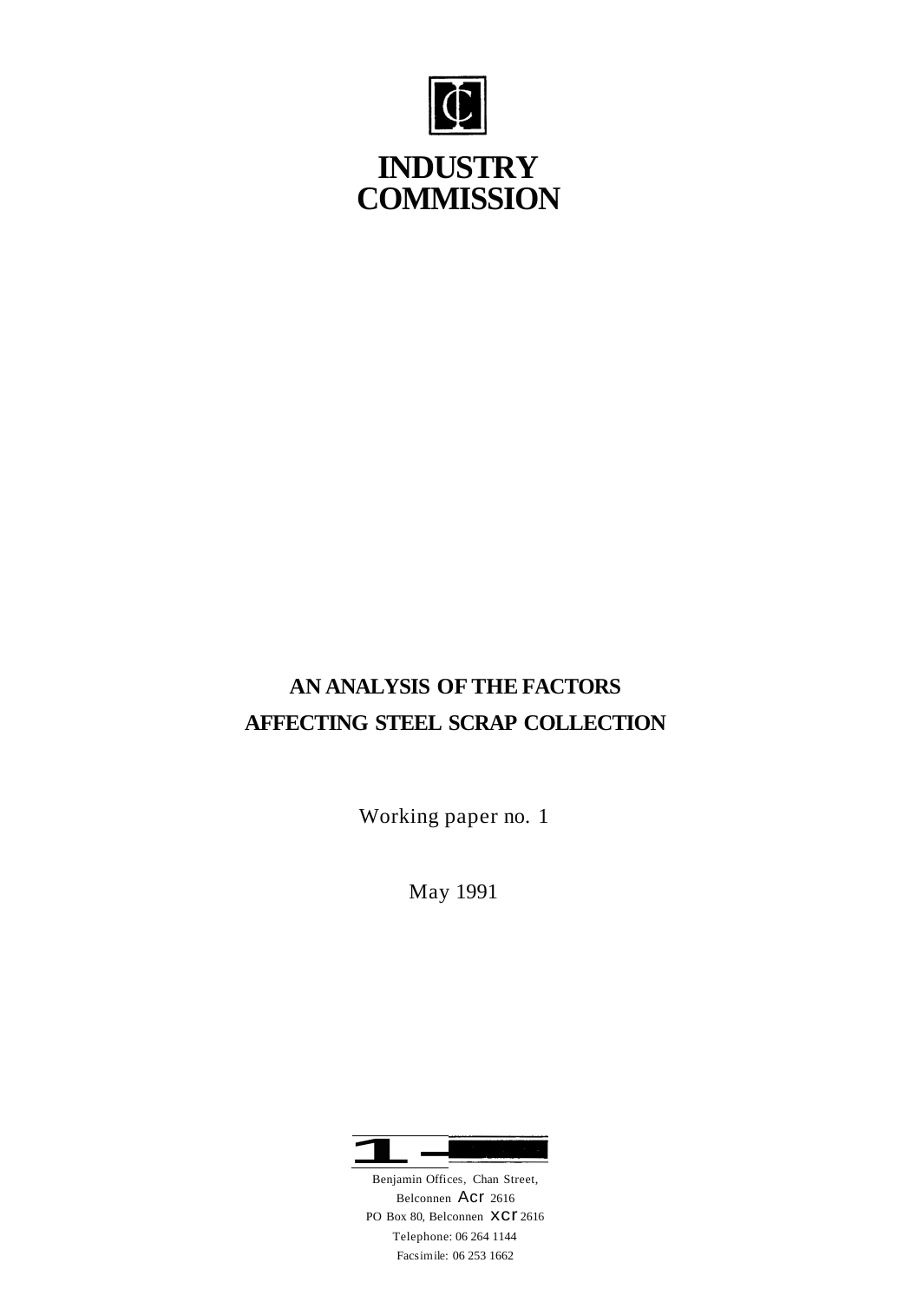# INDUSTRY COMMISSION

## AN ANALYSIS OF THE FACTORS AFFECTING STEEL SCRAP COLLECTION

Working paper no. 1

May 1991

Benjamin Offices, Chan Street,
Belconnen ACT 2616
PO Box 80, Belconnen ACT 2616
Telephone: 06 264 1144
Facsimile: 06 253 1662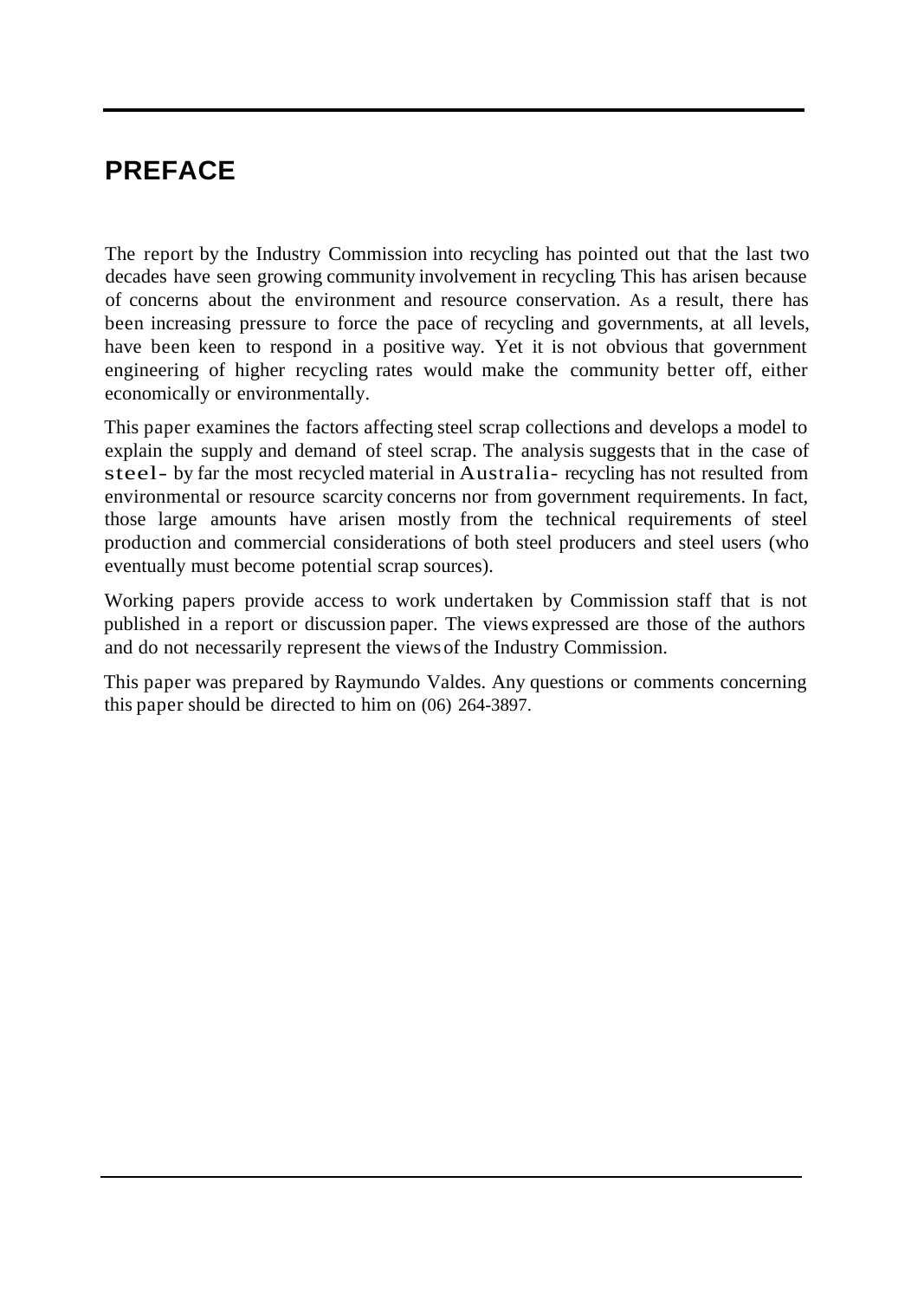# PREFACE

The report by the Industry Commission into recycling has pointed out that the last two decades have seen growing community involvement in recycling. This has arisen because of concerns about the environment and resource conservation. As a result, there has been increasing pressure to force the pace of recycling and governments, at all levels, have been keen to respond in a positive way. Yet it is not obvious that government engineering of higher recycling rates would make the community better off, either economically or environmentally.

This paper examines the factors affecting steel scrap collections and develops a model to explain the supply and demand of steel scrap. The analysis suggests that in the case of steel- by far the most recycled material in Australia- recycling has not resulted from environmental or resource scarcity concerns nor from government requirements. In fact, those large amounts have arisen mostly from the technical requirements of steel production and commercial considerations of both steel producers and steel users (who eventually must become potential scrap sources).

Working papers provide access to work undertaken by Commission staff that is not published in a report or discussion paper. The views expressed are those of the authors and do not necessarily represent the views of the Industry Commission.

This paper was prepared by Raymundo Valdes. Any questions or comments concerning this paper should be directed to him on (06) 264-3897.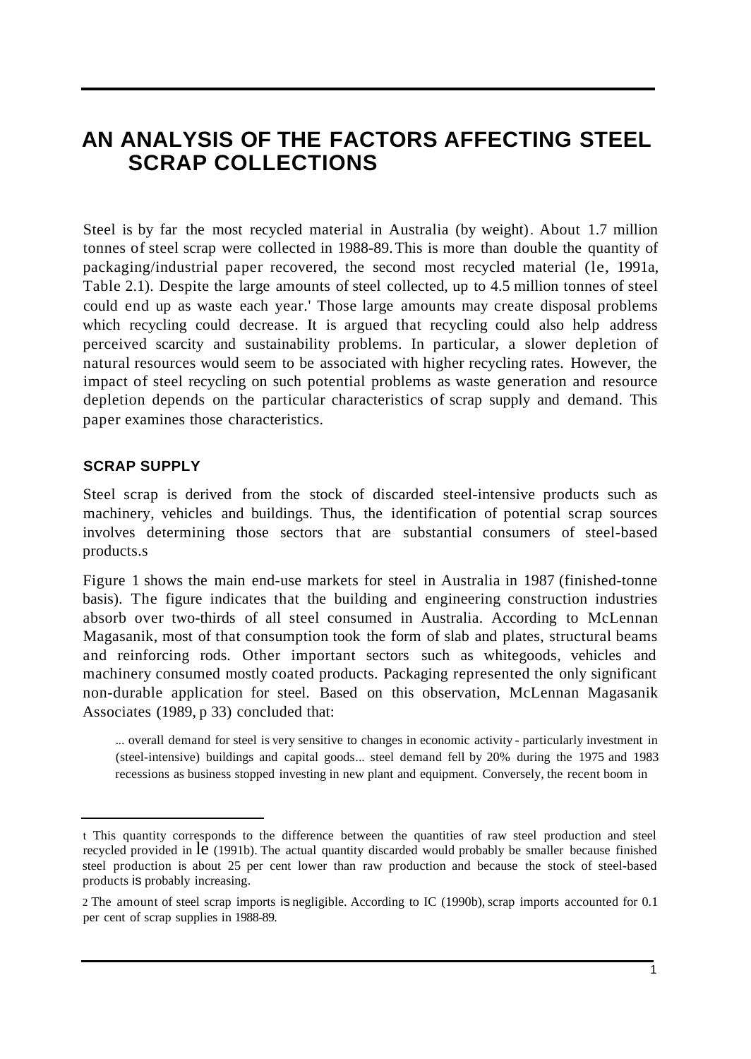# AN ANALYSIS OF THE FACTORS AFFECTING STEEL SCRAP COLLECTIONS

Steel is by far the most recycled material in Australia (by weight). About 1.7 million tonnes of steel scrap were collected in 1988-89. This is more than double the quantity of packaging/industrial paper recovered, the second most recycled material (IC, 1991a, Table 2.1). Despite the large amounts of steel collected, up to 4.5 million tonnes of steel could end up as waste each year.[1] Those large amounts may create disposal problems which recycling could decrease. It is argued that recycling could also help address perceived scarcity and sustainability problems. In particular, a slower depletion of natural resources would seem to be associated with higher recycling rates. However, the impact of steel recycling on such potential problems as waste generation and resource depletion depends on the particular characteristics of scrap supply and demand. This paper examines those characteristics.

## SCRAP SUPPLY

Steel scrap is derived from the stock of discarded steel-intensive products such as machinery, vehicles and buildings. Thus, the identification of potential scrap sources involves determining those sectors that are substantial consumers of steel-based products.[2]

Figure 1 shows the main end-use markets for steel in Australia in 1987 (finished-tonne basis). The figure indicates that the building and engineering construction industries absorb over two-thirds of all steel consumed in Australia. According to McLennan Magasanik, most of that consumption took the form of slab and plates, structural beams and reinforcing rods. Other important sectors such as whitegoods, vehicles and machinery consumed mostly coated products. Packaging represented the only significant non-durable application for steel. Based on this observation, McLennan Magasanik Associates (1989, p 33) concluded that:

> ... overall demand for steel is very sensitive to changes in economic activity - particularly investment in (steel-intensive) buildings and capital goods... steel demand fell by 20% during the 1975 and 1983 recessions as business stopped investing in new plant and equipment. Conversely, the recent boom in

---

1 This quantity corresponds to the difference between the quantities of raw steel production and steel recycled provided in IC (1991b). The actual quantity discarded would probably be smaller because finished steel production is about 25 per cent lower than raw production and because the stock of steel-based products is probably increasing.

2 The amount of steel scrap imports is negligible. According to IC (1990b), scrap imports accounted for 0.1 per cent of scrap supplies in 1988-89.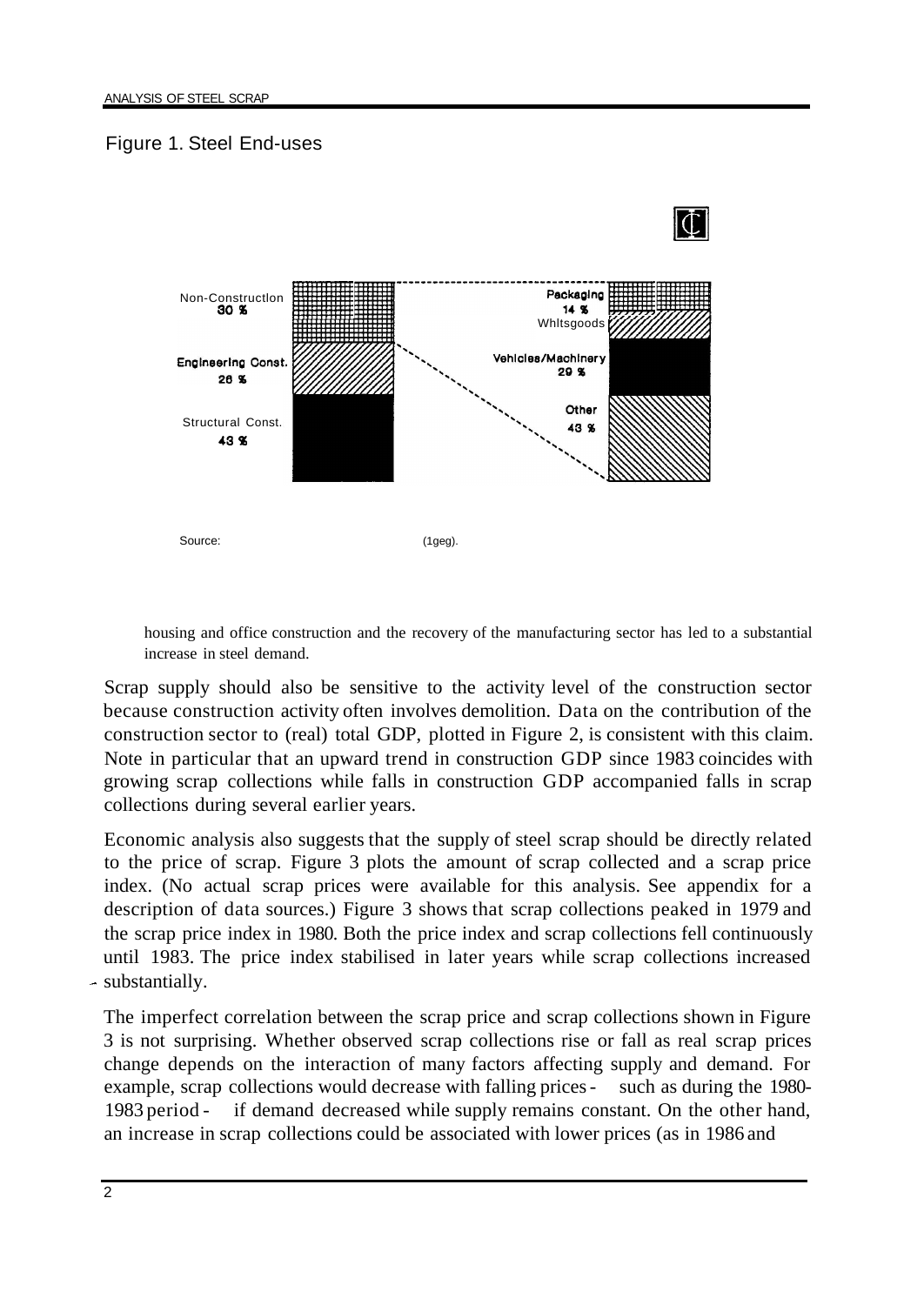Figure 1. Steel End-uses

| Construction/Non-Construction | | End-uses of non-construction | |
|---|---|---|---|
| Non-Construction | 30 % | Packaging | 14 % |
| Engineering Const. | 26 % | Whitsgoods | |
| Structural Const. | 43 % | Vehicles/Machinery | 29 % |
| | | Other | 43 % |

Source: (1geg).

housing and office construction and the recovery of the manufacturing sector has led to a substantial increase in steel demand.

Scrap supply should also be sensitive to the activity level of the construction sector because construction activity often involves demolition. Data on the contribution of the construction sector to (real) total GDP, plotted in Figure 2, is consistent with this claim. Note in particular that an upward trend in construction GDP since 1983 coincides with growing scrap collections while falls in construction GDP accompanied falls in scrap collections during several earlier years.

Economic analysis also suggests that the supply of steel scrap should be directly related to the price of scrap. Figure 3 plots the amount of scrap collected and a scrap price index. (No actual scrap prices were available for this analysis. See appendix for a description of data sources.) Figure 3 shows that scrap collections peaked in 1979 and the scrap price index in 1980. Both the price index and scrap collections fell continuously until 1983. The price index stabilised in later years while scrap collections increased substantially.

The imperfect correlation between the scrap price and scrap collections shown in Figure 3 is not surprising. Whether observed scrap collections rise or fall as real scrap prices change depends on the interaction of many factors affecting supply and demand. For example, scrap collections would decrease with falling prices - such as during the 1980-1983 period - if demand decreased while supply remains constant. On the other hand, an increase in scrap collections could be associated with lower prices (as in 1986 and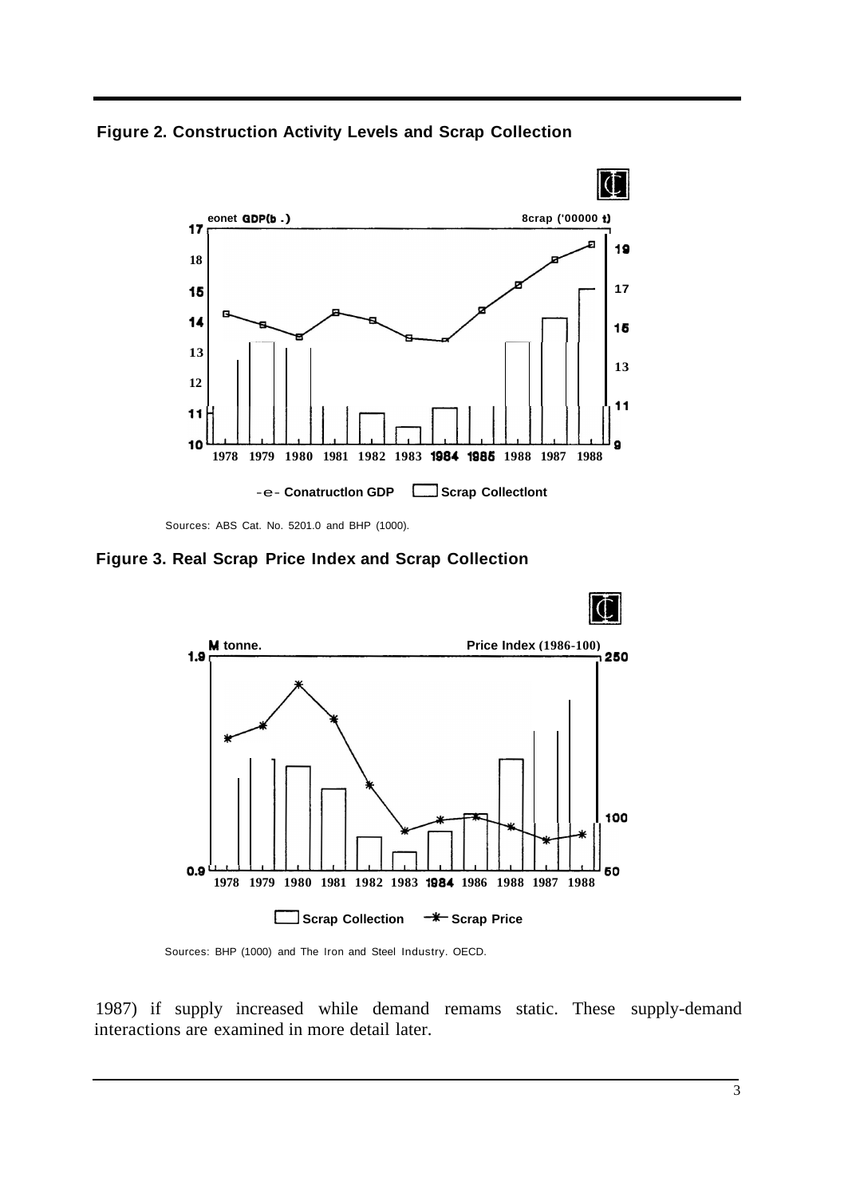**Figure 2. Construction Activity Levels and Scrap Collection**

Sources: ABS Cat. No. 5201.0 and BHP (1000).

**Figure 3. Real Scrap Price Index and Scrap Collection**

Sources: BHP (1000) and The Iron and Steel Industry. OECD.

1987) if supply increased while demand remams static. These supply-demand interactions are examined in more detail later.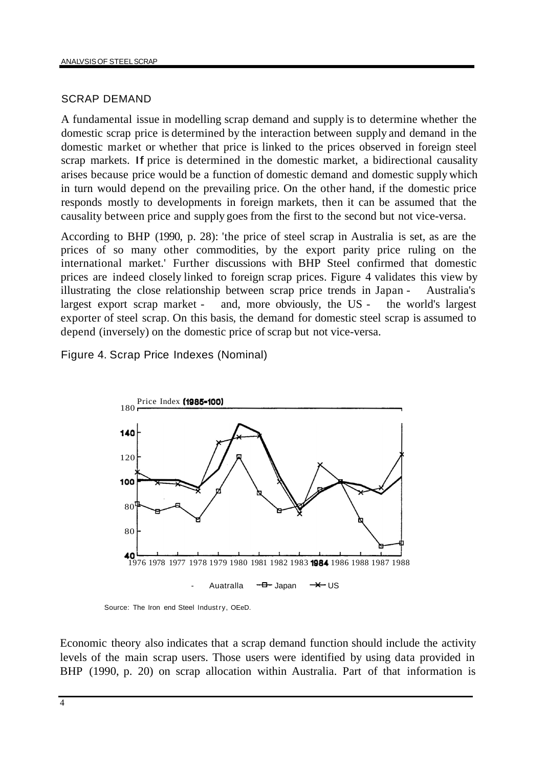## SCRAP DEMAND

A fundamental issue in modelling scrap demand and supply is to determine whether the domestic scrap price is determined by the interaction between supply and demand in the domestic market or whether that price is linked to the prices observed in foreign steel scrap markets. If price is determined in the domestic market, a bidirectional causality arises because price would be a function of domestic demand and domestic supply which in turn would depend on the prevailing price. On the other hand, if the domestic price responds mostly to developments in foreign markets, then it can be assumed that the causality between price and supply goes from the first to the second but not vice-versa.

According to BHP (1990, p. 28): 'the price of steel scrap in Australia is set, as are the prices of so many other commodities, by the export parity price ruling on the international market.' Further discussions with BHP Steel confirmed that domestic prices are indeed closely linked to foreign scrap prices. Figure 4 validates this view by illustrating the close relationship between scrap price trends in Japan - Australia's largest export scrap market - and, more obviously, the US - the world's largest exporter of steel scrap. On this basis, the demand for domestic steel scrap is assumed to depend (inversely) on the domestic price of scrap but not vice-versa.

Figure 4. Scrap Price Indexes (Nominal)

Source: The Iron end Steel Industry, OEeD.

Economic theory also indicates that a scrap demand function should include the activity levels of the main scrap users. Those users were identified by using data provided in BHP (1990, p. 20) on scrap allocation within Australia. Part of that information is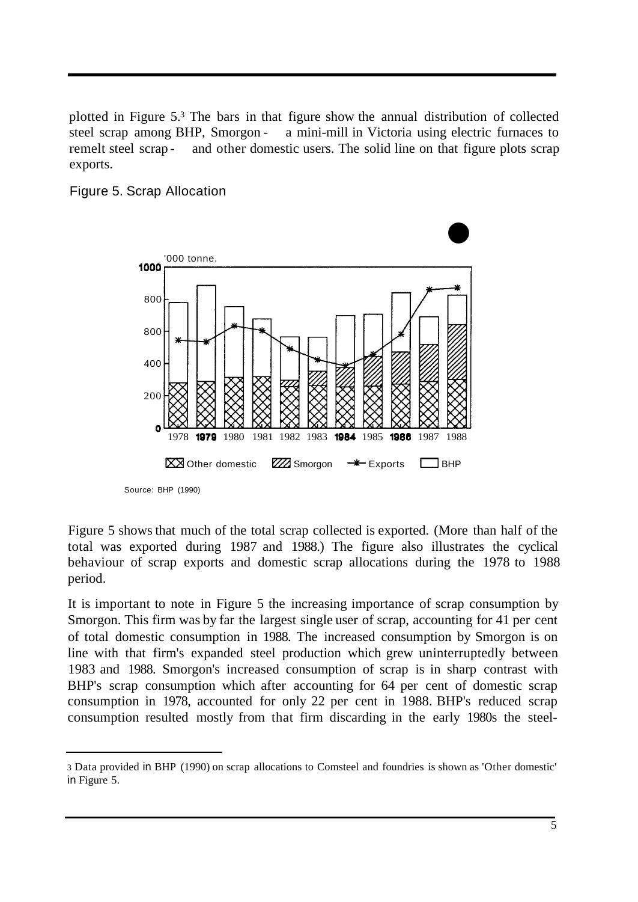plotted in Figure 5.[3] The bars in that figure show the annual distribution of collected steel scrap among BHP, Smorgon - a mini-mill in Victoria using electric furnaces to remelt steel scrap - and other domestic users. The solid line on that figure plots scrap exports.

Figure 5. Scrap Allocation

Source: BHP (1990)

Figure 5 shows that much of the total scrap collected is exported. (More than half of the total was exported during 1987 and 1988.) The figure also illustrates the cyclical behaviour of scrap exports and domestic scrap allocations during the 1978 to 1988 period.

It is important to note in Figure 5 the increasing importance of scrap consumption by Smorgon. This firm was by far the largest single user of scrap, accounting for 41 per cent of total domestic consumption in 1988. The increased consumption by Smorgon is on line with that firm's expanded steel production which grew uninterruptedly between 1983 and 1988. Smorgon's increased consumption of scrap is in sharp contrast with BHP's scrap consumption which after accounting for 64 per cent of domestic scrap consumption in 1978, accounted for only 22 per cent in 1988. BHP's reduced scrap consumption resulted mostly from that firm discarding in the early 1980s the steel-

---

[3] Data provided in BHP (1990) on scrap allocations to Comsteel and foundries is shown as 'Other domestic' in Figure 5.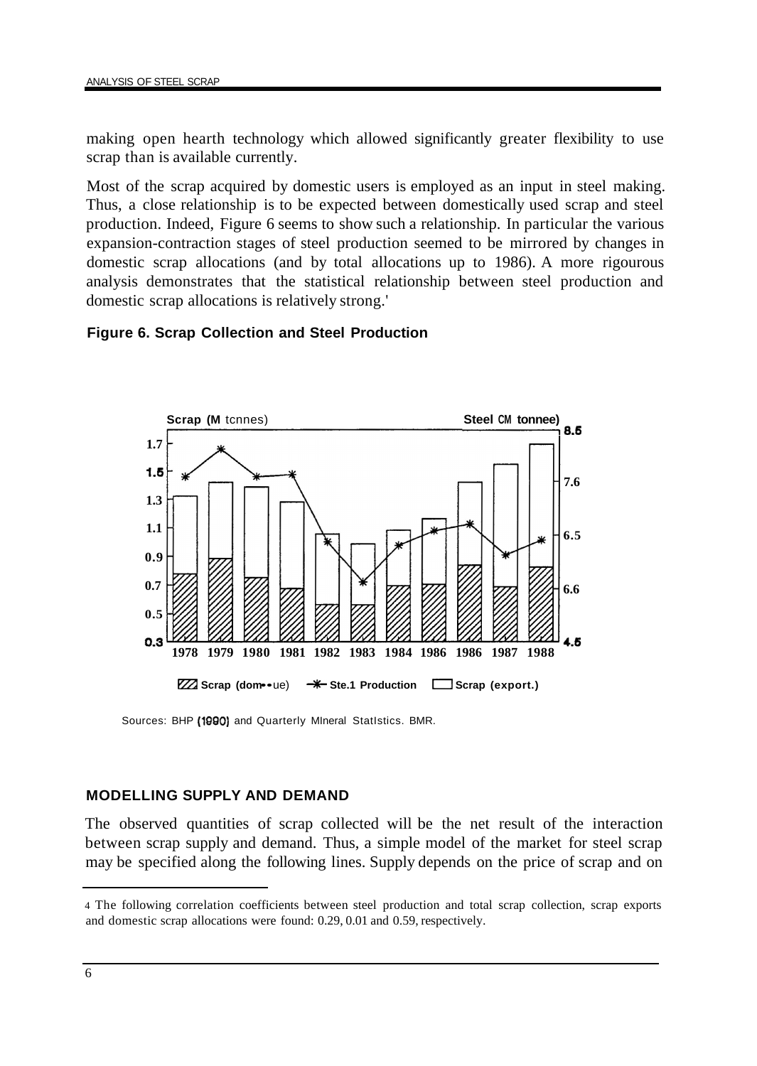making open hearth technology which allowed significantly greater flexibility to use scrap than is available currently.

Most of the scrap acquired by domestic users is employed as an input in steel making. Thus, a close relationship is to be expected between domestically used scrap and steel production. Indeed, Figure 6 seems to show such a relationship. In particular the various expansion-contraction stages of steel production seemed to be mirrored by changes in domestic scrap allocations (and by total allocations up to 1986). A more rigourous analysis demonstrates that the statistical relationship between steel production and domestic scrap allocations is relatively strong.[4]

**Figure 6. Scrap Collection and Steel Production**

Sources: BHP (1990) and Quarterly Mineral Statistics. BMR.

## MODELLING SUPPLY AND DEMAND

The observed quantities of scrap collected will be the net result of the interaction between scrap supply and demand. Thus, a simple model of the market for steel scrap may be specified along the following lines. Supply depends on the price of scrap and on

---

[4] The following correlation coefficients between steel production and total scrap collection, scrap exports and domestic scrap allocations were found: 0.29, 0.01 and 0.59, respectively.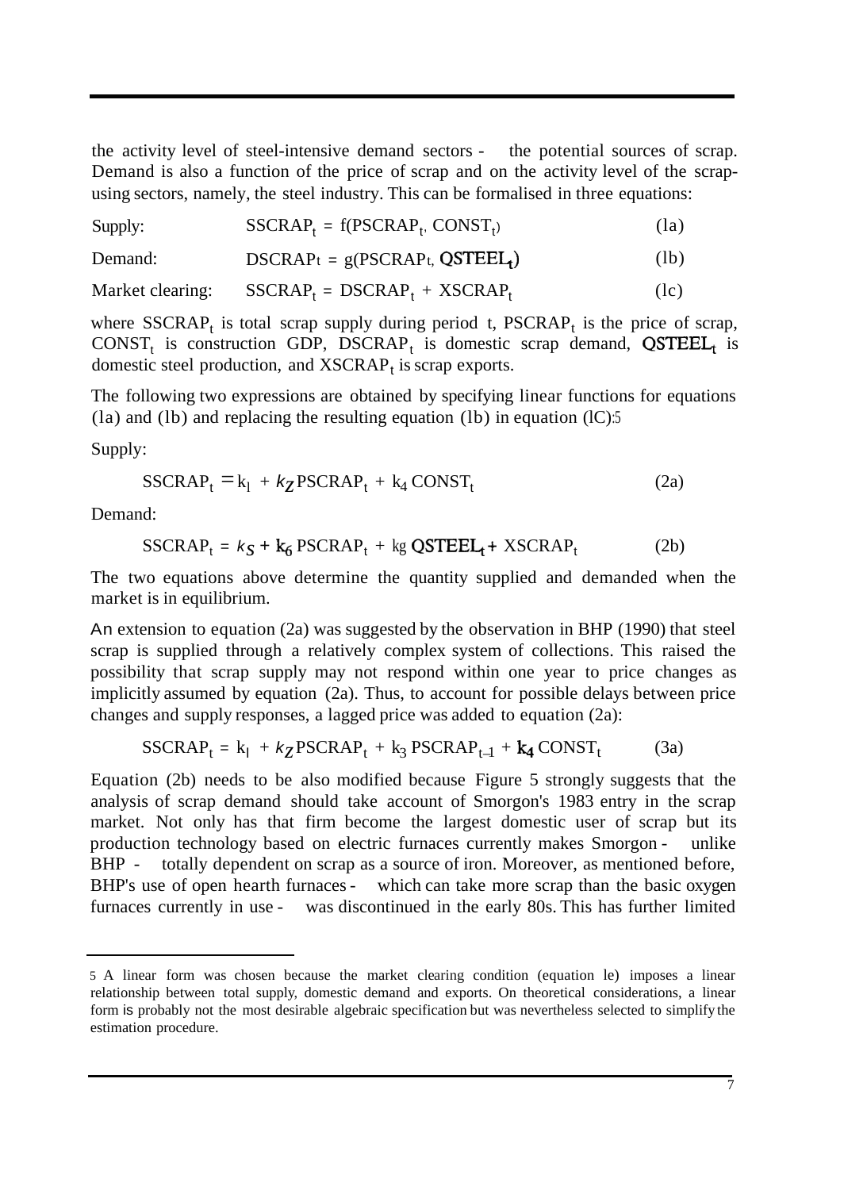the activity level of steel-intensive demand sectors - the potential sources of scrap. Demand is also a function of the price of scrap and on the activity level of the scrap-using sectors, namely, the steel industry. This can be formalised in three equations:

| | | |
|---|---|---|
| Supply: | $SSCRAP_t = f(PSCRAP_t, CONST_t)$ | (1a) |
| Demand: | $DSCRAP_t = g(PSCRAP_t, QSTEEL_t)$ | (1b) |
| Market clearing: | $SSCRAP_t = DSCRAP_t + XSCRAP_t$ | (1c) |

where $SSCRAP_t$ is total scrap supply during period t, $PSCRAP_t$ is the price of scrap, $CONST_t$ is construction GDP, $DSCRAP_t$ is domestic scrap demand, $QSTEEL_t$ is domestic steel production, and $XSCRAP_t$ is scrap exports.

The following two expressions are obtained by specifying linear functions for equations (1a) and (1b) and replacing the resulting equation (1b) in equation (1C):[5]

Supply:

$$SSCRAP_t = k_1 + k_2 PSCRAP_t + k_4 CONST_t \tag{2a}$$

Demand:

$$SSCRAP_t = k_5 + k_6 PSCRAP_t + k_8 QSTEEL_t + XSCRAP_t \tag{2b}$$

The two equations above determine the quantity supplied and demanded when the market is in equilibrium.

An extension to equation (2a) was suggested by the observation in BHP (1990) that steel scrap is supplied through a relatively complex system of collections. This raised the possibility that scrap supply may not respond within one year to price changes as implicitly assumed by equation (2a). Thus, to account for possible delays between price changes and supply responses, a lagged price was added to equation (2a):

$$SSCRAP_t = k_1 + k_2 PSCRAP_t + k_3 PSCRAP_{t-1} + k_4 CONST_t \tag{3a}$$

Equation (2b) needs to be also modified because Figure 5 strongly suggests that the analysis of scrap demand should take account of Smorgon's 1983 entry in the scrap market. Not only has that firm become the largest domestic user of scrap but its production technology based on electric furnaces currently makes Smorgon - unlike BHP - totally dependent on scrap as a source of iron. Moreover, as mentioned before, BHP's use of open hearth furnaces - which can take more scrap than the basic oxygen furnaces currently in use - was discontinued in the early 80s. This has further limited

---

[5] A linear form was chosen because the market clearing condition (equation le) imposes a linear relationship between total supply, domestic demand and exports. On theoretical considerations, a linear form is probably not the most desirable algebraic specification but was nevertheless selected to simplify the estimation procedure.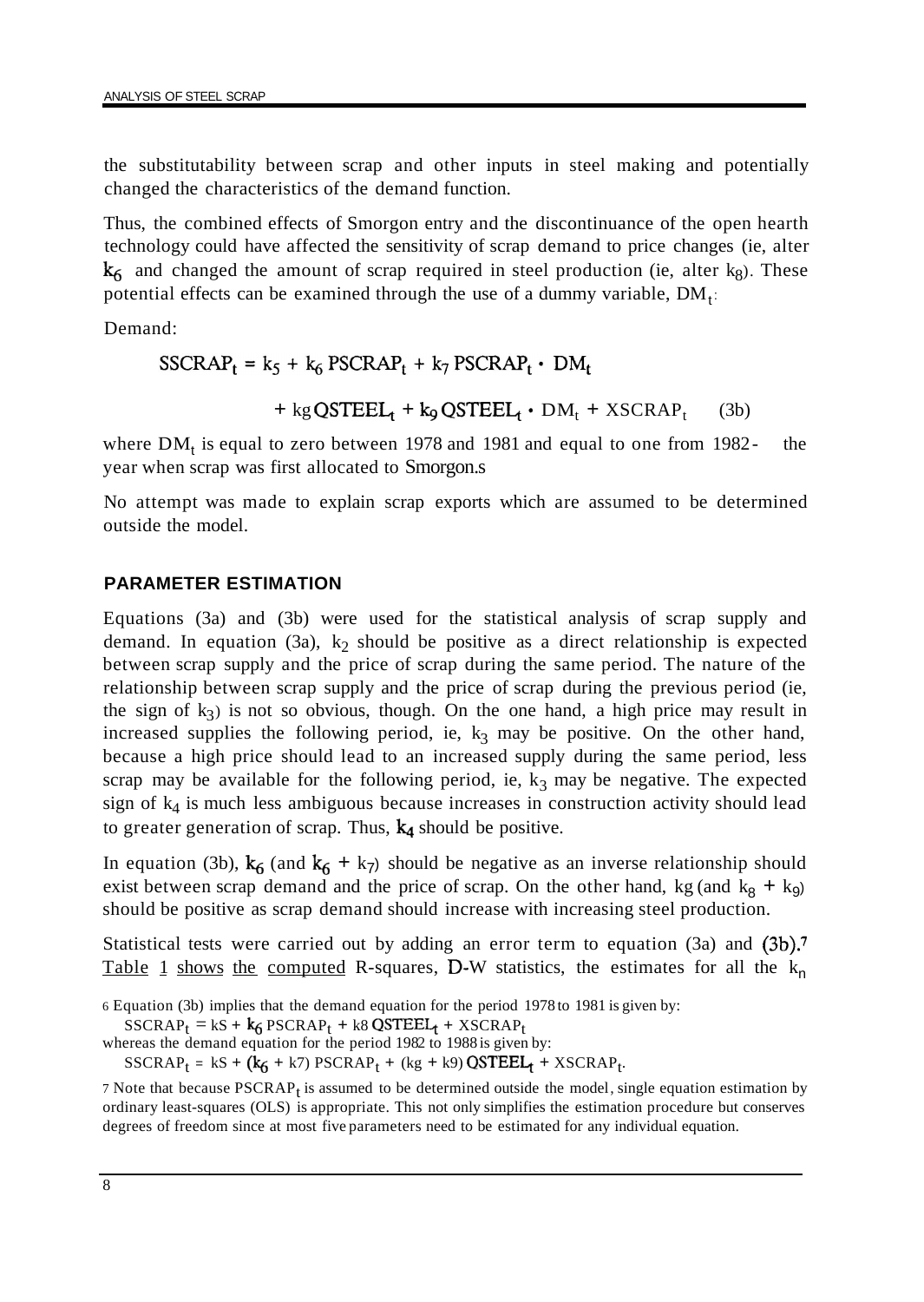the substitutability between scrap and other inputs in steel making and potentially changed the characteristics of the demand function.

Thus, the combined effects of Smorgon entry and the discontinuance of the open hearth technology could have affected the sensitivity of scrap demand to price changes (ie, alter $k_6$ and changed the amount of scrap required in steel production (ie, alter $k_8$). These potential effects can be examined through the use of a dummy variable, $DM_t$:

Demand:

$$SSCRAP_t = k_5 + k_6 \, PSCRAP_t + k_7 \, PSCRAP_t \cdot DM_t$$

$$+ k_8 \, QSTEEL_t + k_9 \, QSTEEL_t \cdot DM_t + XSCRAP_t \qquad (3b)$$

where $DM_t$ is equal to zero between 1978 and 1981 and equal to one from 1982 - the year when scrap was first allocated to Smorgon.[6]

No attempt was made to explain scrap exports which are assumed to be determined outside the model.

## PARAMETER ESTIMATION

Equations (3a) and (3b) were used for the statistical analysis of scrap supply and demand. In equation (3a), $k_2$ should be positive as a direct relationship is expected between scrap supply and the price of scrap during the same period. The nature of the relationship between scrap supply and the price of scrap during the previous period (ie, the sign of $k_3$) is not so obvious, though. On the one hand, a high price may result in increased supplies the following period, ie, $k_3$ may be positive. On the other hand, because a high price should lead to an increased supply during the same period, less scrap may be available for the following period, ie, $k_3$ may be negative. The expected sign of $k_4$ is much less ambiguous because increases in construction activity should lead to greater generation of scrap. Thus, $k_4$ should be positive.

In equation (3b), $k_6$ (and $k_6 + k_7$) should be negative as an inverse relationship should exist between scrap demand and the price of scrap. On the other hand, $k_8$ (and $k_8 + k_9$) should be positive as scrap demand should increase with increasing steel production.

Statistical tests were carried out by adding an error term to equation (3a) and (3b).[7] Table 1 shows the computed R-squares, D-W statistics, the estimates for all the $k_n$

[6] Equation (3b) implies that the demand equation for the period 1978 to 1981 is given by:

$SSCRAP_t = k_5 + k_6 \, PSCRAP_t + k_8 \, QSTEEL_t + XSCRAP_t$

whereas the demand equation for the period 1982 to 1988 is given by:

$SSCRAP_t = k_5 + (k_6 + k_7) \, PSCRAP_t + (k_8 + k_9) \, QSTEEL_t + XSCRAP_t$.

[7] Note that because $PSCRAP_t$ is assumed to be determined outside the model, single equation estimation by ordinary least-squares (OLS) is appropriate. This not only simplifies the estimation procedure but conserves degrees of freedom since at most five parameters need to be estimated for any individual equation.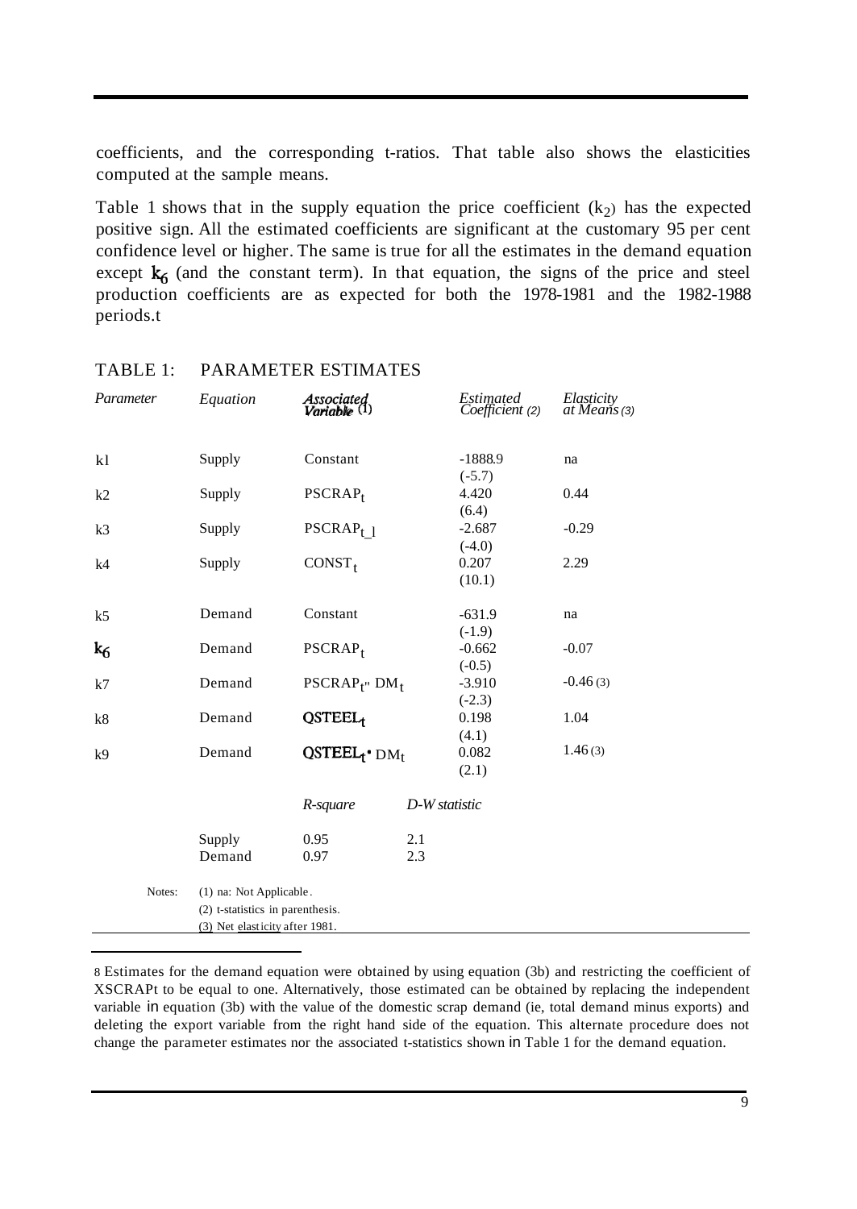coefficients, and the corresponding t-ratios. That table also shows the elasticities computed at the sample means.

Table 1 shows that in the supply equation the price coefficient ($k_2$) has the expected positive sign. All the estimated coefficients are significant at the customary 95 per cent confidence level or higher. The same is true for all the estimates in the demand equation except $k_6$ (and the constant term). In that equation, the signs of the price and steel production coefficients are as expected for both the 1978-1981 and the 1982-1988 periods.t

TABLE 1: PARAMETER ESTIMATES

| *Parameter* | *Equation* | *Associated Variable* (1) | *Estimated Coefficient (2)* | *Elasticity at Means (3)* |
|---|---|---|---|---|
| k1 | Supply | Constant | -1888.9 (-5.7) | na |
| k2 | Supply | $PSCRAP_t$ | 4.420 (6.4) | 0.44 |
| k3 | Supply | $PSCRAP_{t-1}$ | -2.687 (-4.0) | -0.29 |
| k4 | Supply | $CONST_t$ | 0.207 (10.1) | 2.29 |
| k5 | Demand | Constant | -631.9 (-1.9) | na |
| $k_6$ | Demand | $PSCRAP_t$ | -0.662 (-0.5) | -0.07 |
| k7 | Demand | $PSCRAP_t \cdot DM_t$ | -3.910 (-2.3) | -0.46 (3) |
| k8 | Demand | $QSTEEL_t$ | 0.198 (4.1) | 1.04 |
| k9 | Demand | $QSTEEL_t \cdot DM_t$ | 0.082 (2.1) | 1.46 (3) |

| | *R-square* | *D-W statistic* |
|---|---|---|
| Supply | 0.95 | 2.1 |
| Demand | 0.97 | 2.3 |

Notes:
(1) na: Not Applicable.
(2) t-statistics in parenthesis.
(3) Net elasticity after 1981.

---

8 Estimates for the demand equation were obtained by using equation (3b) and restricting the coefficient of XSCRAPt to be equal to one. Alternatively, those estimated can be obtained by replacing the independent variable in equation (3b) with the value of the domestic scrap demand (ie, total demand minus exports) and deleting the export variable from the right hand side of the equation. This alternate procedure does not change the parameter estimates nor the associated t-statistics shown in Table 1 for the demand equation.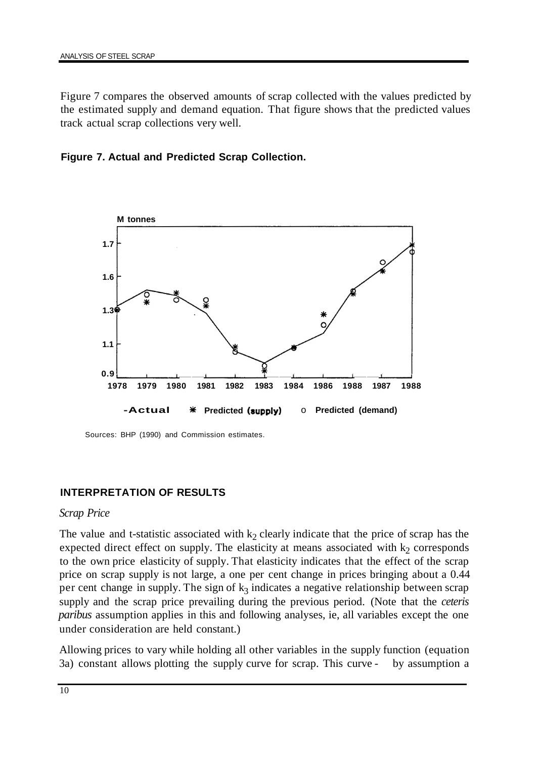Figure 7 compares the observed amounts of scrap collected with the values predicted by the estimated supply and demand equation. That figure shows that the predicted values track actual scrap collections very well.

**Figure 7. Actual and Predicted Scrap Collection.**

Sources: BHP (1990) and Commission estimates.

## INTERPRETATION OF RESULTS

*Scrap Price*

The value and t-statistic associated with $k_2$ clearly indicate that the price of scrap has the expected direct effect on supply. The elasticity at means associated with $k_2$ corresponds to the own price elasticity of supply. That elasticity indicates that the effect of the scrap price on scrap supply is not large, a one per cent change in prices bringing about a 0.44 per cent change in supply. The sign of $k_3$ indicates a negative relationship between scrap supply and the scrap price prevailing during the previous period. (Note that the *ceteris paribus* assumption applies in this and following analyses, ie, all variables except the one under consideration are held constant.)

Allowing prices to vary while holding all other variables in the supply function (equation 3a) constant allows plotting the supply curve for scrap. This curve - by assumption a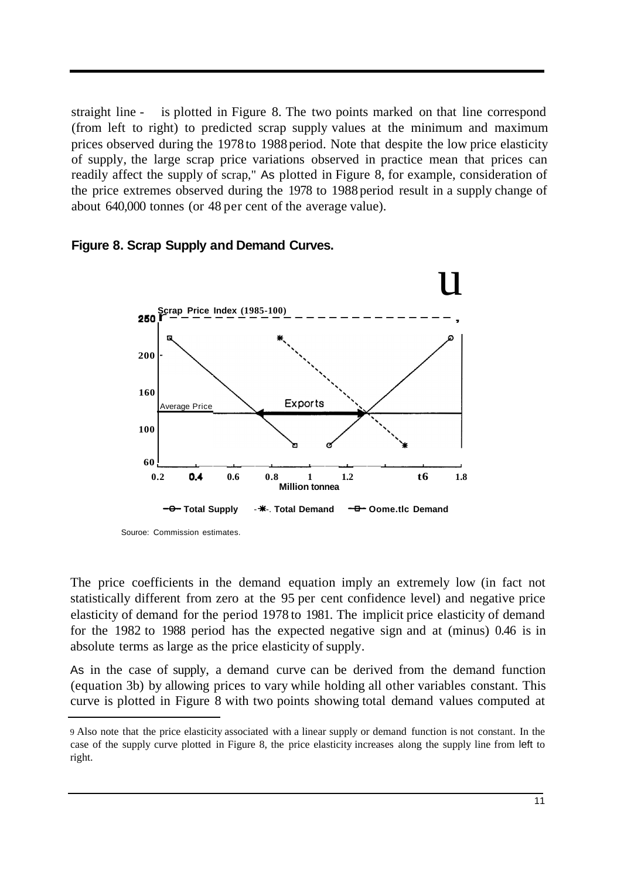straight line - is plotted in Figure 8. The two points marked on that line correspond (from left to right) to predicted scrap supply values at the minimum and maximum prices observed during the 1978 to 1988 period. Note that despite the low price elasticity of supply, the large scrap price variations observed in practice mean that prices can readily affect the supply of scrap.[9] As plotted in Figure 8, for example, consideration of the price extremes observed during the 1978 to 1988 period result in a supply change of about 640,000 tonnes (or 48 per cent of the average value).

**Figure 8. Scrap Supply and Demand Curves.**

Scrap Price Index (1985-100)

Average Price

Exports

Million tonnea

Total Supply — Total Demand — Oome.tlc Demand

Souroe: Commission estimates.

The price coefficients in the demand equation imply an extremely low (in fact not statistically different from zero at the 95 per cent confidence level) and negative price elasticity of demand for the period 1978 to 1981. The implicit price elasticity of demand for the 1982 to 1988 period has the expected negative sign and at (minus) 0.46 is in absolute terms as large as the price elasticity of supply.

As in the case of supply, a demand curve can be derived from the demand function (equation 3b) by allowing prices to vary while holding all other variables constant. This curve is plotted in Figure 8 with two points showing total demand values computed at

---

[9] Also note that the price elasticity associated with a linear supply or demand function is not constant. In the case of the supply curve plotted in Figure 8, the price elasticity increases along the supply line from left to right.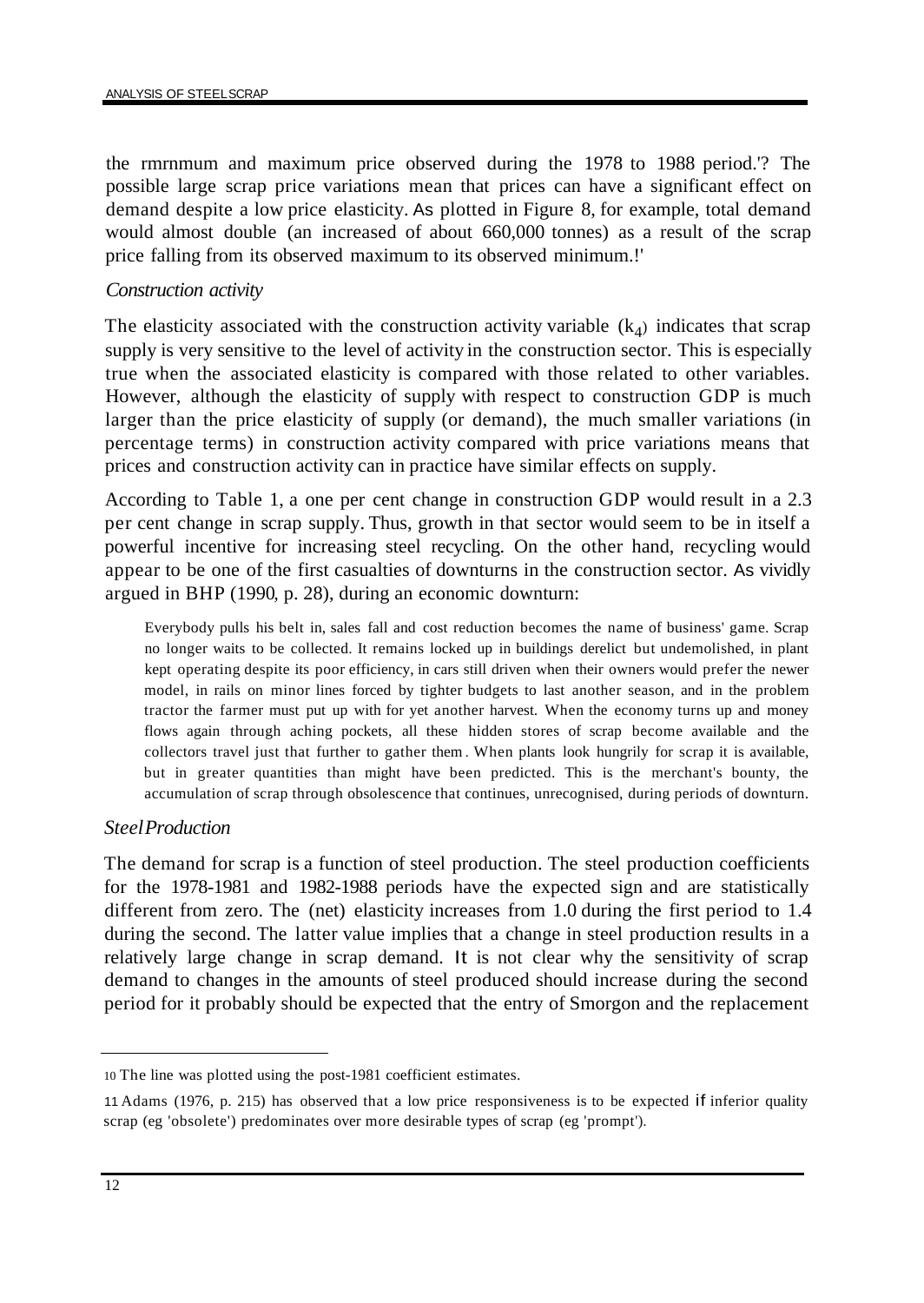the rmrnmum and maximum price observed during the 1978 to 1988 period.[10] The possible large scrap price variations mean that prices can have a significant effect on demand despite a low price elasticity. As plotted in Figure 8, for example, total demand would almost double (an increased of about 660,000 tonnes) as a result of the scrap price falling from its observed maximum to its observed minimum.[11]

### *Construction activity*

The elasticity associated with the construction activity variable ($k_4$) indicates that scrap supply is very sensitive to the level of activity in the construction sector. This is especially true when the associated elasticity is compared with those related to other variables. However, although the elasticity of supply with respect to construction GDP is much larger than the price elasticity of supply (or demand), the much smaller variations (in percentage terms) in construction activity compared with price variations means that prices and construction activity can in practice have similar effects on supply.

According to Table 1, a one per cent change in construction GDP would result in a 2.3 per cent change in scrap supply. Thus, growth in that sector would seem to be in itself a powerful incentive for increasing steel recycling. On the other hand, recycling would appear to be one of the first casualties of downturns in the construction sector. As vividly argued in BHP (1990, p. 28), during an economic downturn:

> Everybody pulls his belt in, sales fall and cost reduction becomes the name of business' game. Scrap no longer waits to be collected. It remains locked up in buildings derelict but undemolished, in plant kept operating despite its poor efficiency, in cars still driven when their owners would prefer the newer model, in rails on minor lines forced by tighter budgets to last another season, and in the problem tractor the farmer must put up with for yet another harvest. When the economy turns up and money flows again through aching pockets, all these hidden stores of scrap become available and the collectors travel just that further to gather them. When plants look hungrily for scrap it is available, but in greater quantities than might have been predicted. This is the merchant's bounty, the accumulation of scrap through obsolescence that continues, unrecognised, during periods of downturn.

### *Steel Production*

The demand for scrap is a function of steel production. The steel production coefficients for the 1978-1981 and 1982-1988 periods have the expected sign and are statistically different from zero. The (net) elasticity increases from 1.0 during the first period to 1.4 during the second. The latter value implies that a change in steel production results in a relatively large change in scrap demand. It is not clear why the sensitivity of scrap demand to changes in the amounts of steel produced should increase during the second period for it probably should be expected that the entry of Smorgon and the replacement

---

[10] The line was plotted using the post-1981 coefficient estimates.

[11] Adams (1976, p. 215) has observed that a low price responsiveness is to be expected if inferior quality scrap (eg 'obsolete') predominates over more desirable types of scrap (eg 'prompt').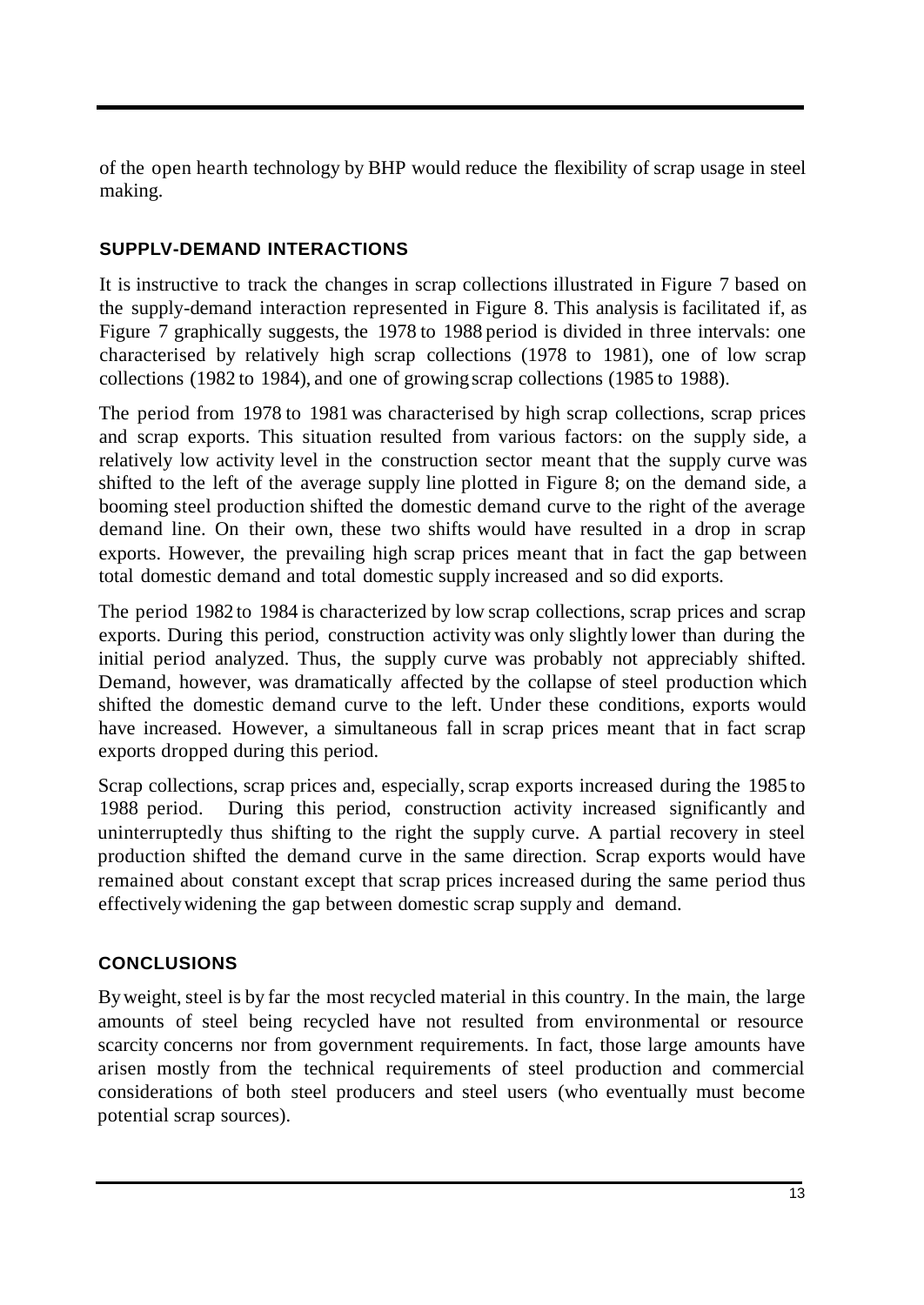of the open hearth technology by BHP would reduce the flexibility of scrap usage in steel making.

## SUPPLV-DEMAND INTERACTIONS

It is instructive to track the changes in scrap collections illustrated in Figure 7 based on the supply-demand interaction represented in Figure 8. This analysis is facilitated if, as Figure 7 graphically suggests, the 1978 to 1988 period is divided in three intervals: one characterised by relatively high scrap collections (1978 to 1981), one of low scrap collections (1982 to 1984), and one of growing scrap collections (1985 to 1988).

The period from 1978 to 1981 was characterised by high scrap collections, scrap prices and scrap exports. This situation resulted from various factors: on the supply side, a relatively low activity level in the construction sector meant that the supply curve was shifted to the left of the average supply line plotted in Figure 8; on the demand side, a booming steel production shifted the domestic demand curve to the right of the average demand line. On their own, these two shifts would have resulted in a drop in scrap exports. However, the prevailing high scrap prices meant that in fact the gap between total domestic demand and total domestic supply increased and so did exports.

The period 1982 to 1984 is characterized by low scrap collections, scrap prices and scrap exports. During this period, construction activity was only slightly lower than during the initial period analyzed. Thus, the supply curve was probably not appreciably shifted. Demand, however, was dramatically affected by the collapse of steel production which shifted the domestic demand curve to the left. Under these conditions, exports would have increased. However, a simultaneous fall in scrap prices meant that in fact scrap exports dropped during this period.

Scrap collections, scrap prices and, especially, scrap exports increased during the 1985 to 1988 period. During this period, construction activity increased significantly and uninterruptedly thus shifting to the right the supply curve. A partial recovery in steel production shifted the demand curve in the same direction. Scrap exports would have remained about constant except that scrap prices increased during the same period thus effectively widening the gap between domestic scrap supply and demand.

## CONCLUSIONS

By weight, steel is by far the most recycled material in this country. In the main, the large amounts of steel being recycled have not resulted from environmental or resource scarcity concerns nor from government requirements. In fact, those large amounts have arisen mostly from the technical requirements of steel production and commercial considerations of both steel producers and steel users (who eventually must become potential scrap sources).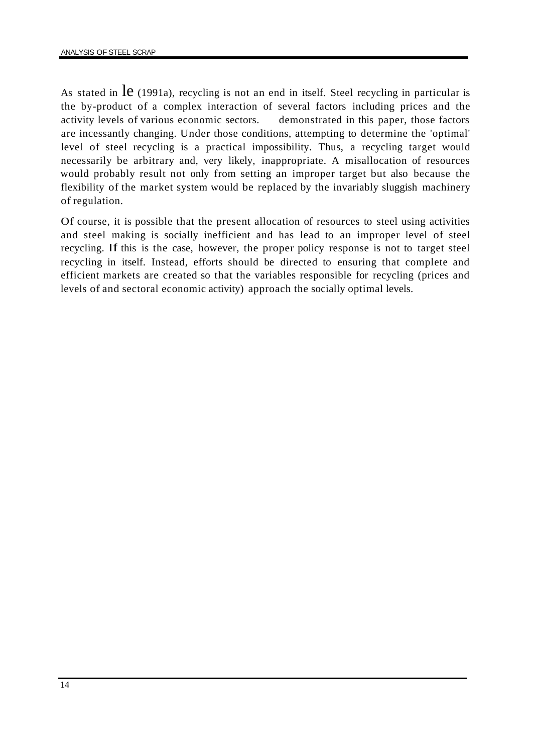As stated in le (1991a), recycling is not an end in itself. Steel recycling in particular is the by-product of a complex interaction of several factors including prices and the activity levels of various economic sectors. demonstrated in this paper, those factors are incessantly changing. Under those conditions, attempting to determine the 'optimal' level of steel recycling is a practical impossibility. Thus, a recycling target would necessarily be arbitrary and, very likely, inappropriate. A misallocation of resources would probably result not only from setting an improper target but also because the flexibility of the market system would be replaced by the invariably sluggish machinery of regulation.

Of course, it is possible that the present allocation of resources to steel using activities and steel making is socially inefficient and has lead to an improper level of steel recycling. If this is the case, however, the proper policy response is not to target steel recycling in itself. Instead, efforts should be directed to ensuring that complete and efficient markets are created so that the variables responsible for recycling (prices and levels of and sectoral economic activity) approach the socially optimal levels.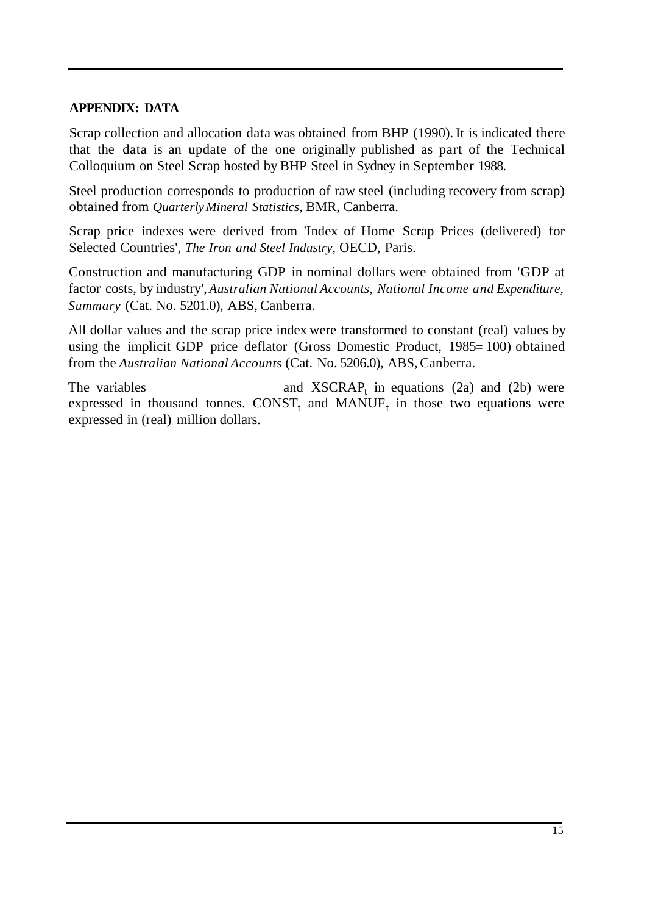## APPENDIX: DATA

Scrap collection and allocation data was obtained from BHP (1990). It is indicated there that the data is an update of the one originally published as part of the Technical Colloquium on Steel Scrap hosted by BHP Steel in Sydney in September 1988.

Steel production corresponds to production of raw steel (including recovery from scrap) obtained from *Quarterly Mineral Statistics*, BMR, Canberra.

Scrap price indexes were derived from 'Index of Home Scrap Prices (delivered) for Selected Countries', *The Iron and Steel Industry*, OECD, Paris.

Construction and manufacturing GDP in nominal dollars were obtained from 'GDP at factor costs, by industry', *Australian National Accounts, National Income and Expenditure, Summary* (Cat. No. 5201.0), ABS, Canberra.

All dollar values and the scrap price index were transformed to constant (real) values by using the implicit GDP price deflator (Gross Domestic Product, 1985= 100) obtained from the *Australian National Accounts* (Cat. No. 5206.0), ABS, Canberra.

The variables and $XSCRAP_t$ in equations (2a) and (2b) were expressed in thousand tonnes. $CONST_t$ and $MANUF_t$ in those two equations were expressed in (real) million dollars.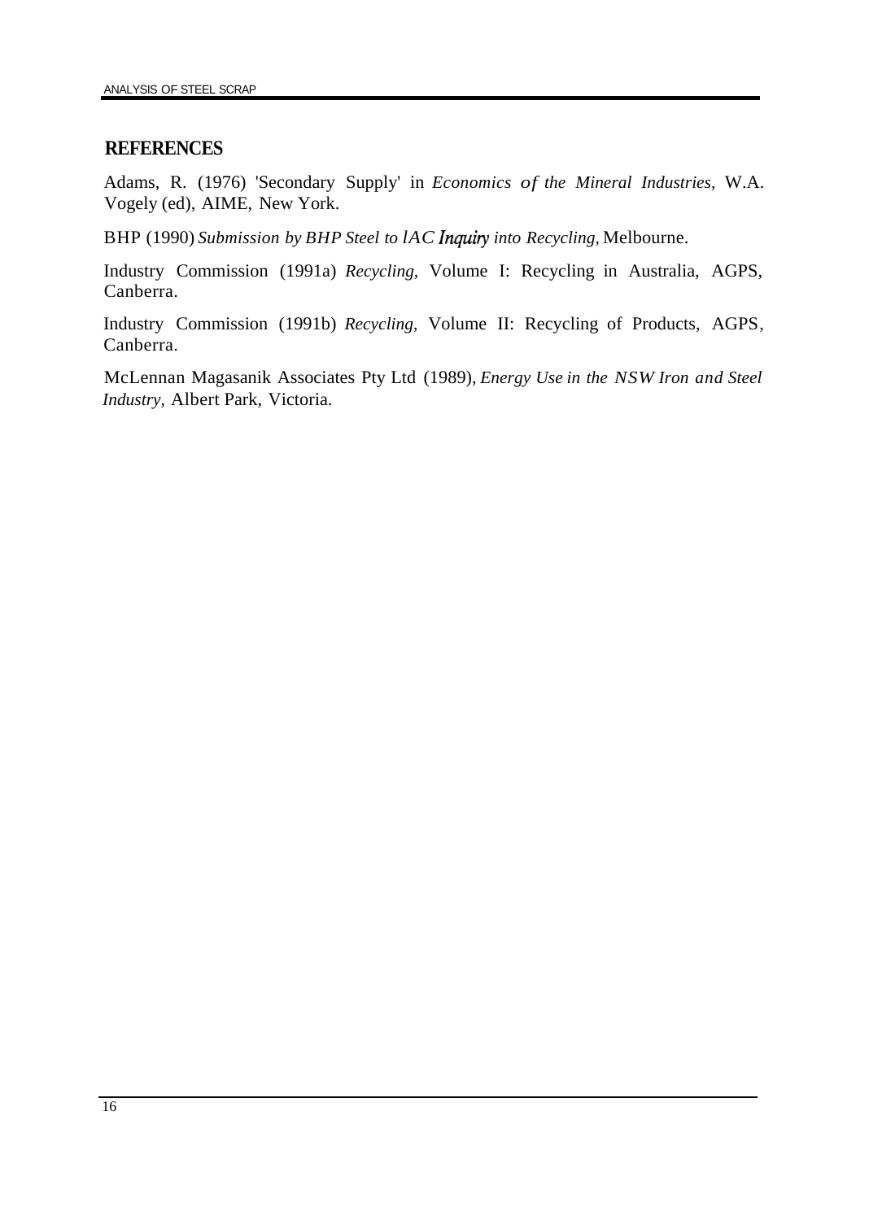## REFERENCES

Adams, R. (1976) 'Secondary Supply' in *Economics of the Mineral Industries*, W.A. Vogely (ed), AIME, New York.

BHP (1990) *Submission by BHP Steel to IAC Inquiry into Recycling*, Melbourne.

Industry Commission (1991a) *Recycling*, Volume I: Recycling in Australia, AGPS, Canberra.

Industry Commission (1991b) *Recycling*, Volume II: Recycling of Products, AGPS, Canberra.

McLennan Magasanik Associates Pty Ltd (1989), *Energy Use in the NSW Iron and Steel Industry*, Albert Park, Victoria.